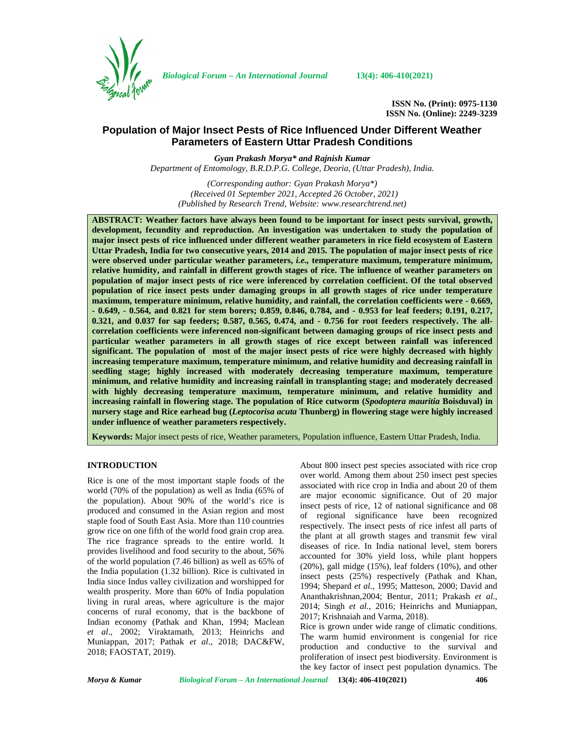ISSN No. (Print): 0975-1130
ISSN No. (Online): 2249-3239

# Population of Major Insect Pests of Rice Influenced Under Different Weather Parameters of Eastern Uttar Pradesh Conditions

***Gyan Prakash Morya\* and Rajnish Kumar***
*Department of Entomology, B.R.D.P.G. College, Deoria, (Uttar Pradesh), India.*

*(Corresponding author: Gyan Prakash Morya\*)*
*(Received 01 September 2021, Accepted 26 October, 2021)*
*(Published by Research Trend, Website: www.researchtrend.net)*

**ABSTRACT: Weather factors have always been found to be important for insect pests survival, growth, development, fecundity and reproduction. An investigation was undertaken to study the population of major insect pests of rice influenced under different weather parameters in rice field ecosystem of Eastern Uttar Pradesh, India for two consecutive years, 2014 and 2015. The population of major insect pests of rice were observed under particular weather parameters, *i.e.*, temperature maximum, temperature minimum, relative humidity, and rainfall in different growth stages of rice. The influence of weather parameters on population of major insect pests of rice were inferenced by correlation coefficient. Of the total observed population of rice insect pests under damaging groups in all growth stages of rice under temperature maximum, temperature minimum, relative humidity, and rainfall, the correlation coefficients were - 0.669, - 0.649, - 0.564, and 0.821 for stem borers; 0.859, 0.846, 0.784, and - 0.953 for leaf feeders; 0.191, 0.217, 0.321, and 0.037 for sap feeders; 0.587, 0.565, 0.474, and - 0.756 for root feeders respectively. The all-correlation coefficients were inferenced non-significant between damaging groups of rice insect pests and particular weather parameters in all growth stages of rice except between rainfall was inferenced significant. The population of most of the major insect pests of rice were highly decreased with highly increasing temperature maximum, temperature minimum, and relative humidity and decreasing rainfall in seedling stage; highly increased with moderately decreasing temperature maximum, temperature minimum, and relative humidity and increasing rainfall in transplanting stage; and moderately decreased with highly decreasing temperature maximum, temperature minimum, and relative humidity and increasing rainfall in flowering stage. The population of Rice cutworm (*Spodoptera mauritia* Boisduval) in nursery stage and Rice earhead bug (*Leptocorisa acuta* Thunberg) in flowering stage were highly increased under influence of weather parameters respectively.**

**Keywords:** Major insect pests of rice, Weather parameters, Population influence, Eastern Uttar Pradesh, India.

## INTRODUCTION

Rice is one of the most important staple foods of the world (70% of the population) as well as India (65% of the population). About 90% of the world's rice is produced and consumed in the Asian region and most staple food of South East Asia. More than 110 countries grow rice on one fifth of the world food grain crop area. The rice fragrance spreads to the entire world. It provides livelihood and food security to the about, 56% of the world population (7.46 billion) as well as 65% of the India population (1.32 billion). Rice is cultivated in India since Indus valley civilization and worshipped for wealth prosperity. More than 60% of India population living in rural areas, where agriculture is the major concerns of rural economy, that is the backbone of Indian economy (Pathak and Khan, 1994; Maclean *et al*., 2002; Viraktamath, 2013; Heinrichs and Muniappan, 2017; Pathak *et al*., 2018; DAC&FW, 2018; FAOSTAT, 2019).

About 800 insect pest species associated with rice crop over world. Among them about 250 insect pest species associated with rice crop in India and about 20 of them are major economic significance. Out of 20 major insect pests of rice, 12 of national significance and 08 of regional significance have been recognized respectively. The insect pests of rice infest all parts of the plant at all growth stages and transmit few viral diseases of rice. In India national level, stem borers accounted for 30% yield loss, while plant hoppers (20%), gall midge (15%), leaf folders (10%), and other insect pests (25%) respectively (Pathak and Khan, 1994; Shepard *et al.*, 1995; Matteson, 2000; David and Ananthakrishnan,2004; Bentur, 2011; Prakash *et al*., 2014; Singh *et al.*, 2016; Heinrichs and Muniappan, 2017; Krishnaiah and Varma, 2018).

Rice is grown under wide range of climatic conditions. The warm humid environment is congenial for rice production and conductive to the survival and proliferation of insect pest biodiversity. Environment is the key factor of insect pest population dynamics. The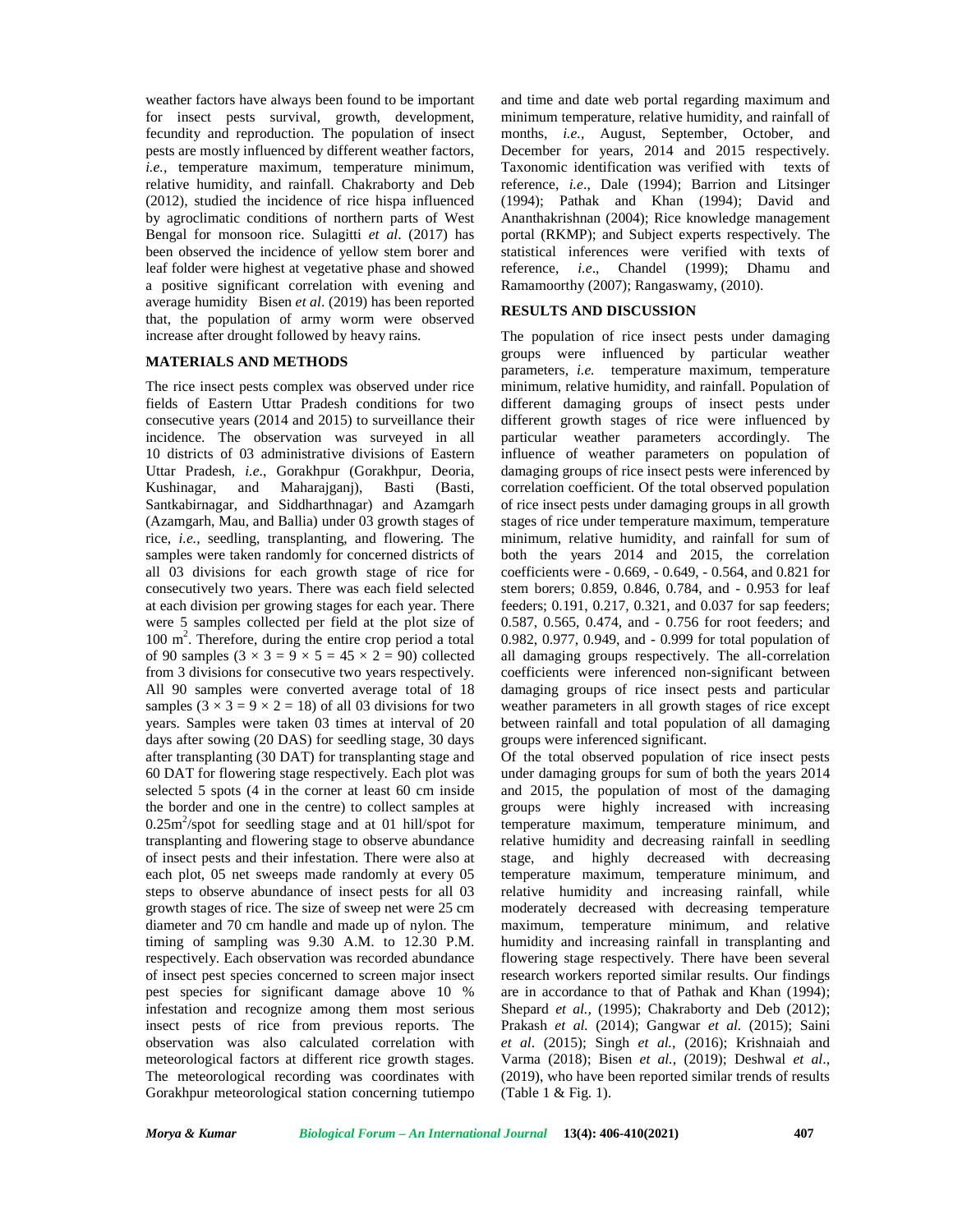weather factors have always been found to be important for insect pests survival, growth, development, fecundity and reproduction. The population of insect pests are mostly influenced by different weather factors, *i.e.*, temperature maximum, temperature minimum, relative humidity, and rainfall. Chakraborty and Deb (2012), studied the incidence of rice hispa influenced by agroclimatic conditions of northern parts of West Bengal for monsoon rice. Sulagitti *et al*. (2017) has been observed the incidence of yellow stem borer and leaf folder were highest at vegetative phase and showed a positive significant correlation with evening and average humidity Bisen *et al*. (2019) has been reported that, the population of army worm were observed increase after drought followed by heavy rains.

## MATERIALS AND METHODS

The rice insect pests complex was observed under rice fields of Eastern Uttar Pradesh conditions for two consecutive years (2014 and 2015) to surveillance their incidence. The observation was surveyed in all 10 districts of 03 administrative divisions of Eastern Uttar Pradesh, *i.e*., Gorakhpur (Gorakhpur, Deoria, Kushinagar, and Maharajganj), Basti (Basti, Santkabirnagar, and Siddharthnagar) and Azamgarh (Azamgarh, Mau, and Ballia) under 03 growth stages of rice, *i.e.*, seedling, transplanting, and flowering. The samples were taken randomly for concerned districts of all 03 divisions for each growth stage of rice for consecutively two years. There was each field selected at each division per growing stages for each year. There were 5 samples collected per field at the plot size of 100 $m^2$. Therefore, during the entire crop period a total of 90 samples ($3 \times 3 = 9 \times 5 = 45 \times 2 = 90$) collected from 3 divisions for consecutive two years respectively. All 90 samples were converted average total of 18 samples ($3 \times 3 = 9 \times 2 = 18$) of all 03 divisions for two years. Samples were taken 03 times at interval of 20 days after sowing (20 DAS) for seedling stage, 30 days after transplanting (30 DAT) for transplanting stage and 60 DAT for flowering stage respectively. Each plot was selected 5 spots (4 in the corner at least 60 cm inside the border and one in the centre) to collect samples at 0.25$m^2$/spot for seedling stage and at 01 hill/spot for transplanting and flowering stage to observe abundance of insect pests and their infestation. There were also at each plot, 05 net sweeps made randomly at every 05 steps to observe abundance of insect pests for all 03 growth stages of rice. The size of sweep net were 25 cm diameter and 70 cm handle and made up of nylon. The timing of sampling was 9.30 A.M. to 12.30 P.M. respectively. Each observation was recorded abundance of insect pest species concerned to screen major insect pest species for significant damage above 10 % infestation and recognize among them most serious insect pests of rice from previous reports. The observation was also calculated correlation with meteorological factors at different rice growth stages. The meteorological recording was coordinates with Gorakhpur meteorological station concerning tutiempo and time and date web portal regarding maximum and minimum temperature, relative humidity, and rainfall of months, *i.e.*, August, September, October, and December for years, 2014 and 2015 respectively. Taxonomic identification was verified with texts of reference, *i.e*., Dale (1994); Barrion and Litsinger (1994); Pathak and Khan (1994); David and Ananthakrishnan (2004); Rice knowledge management portal (RKMP); and Subject experts respectively. The statistical inferences were verified with texts of reference, *i.e*., Chandel (1999); Dhamu and Ramamoorthy (2007); Rangaswamy, (2010).

## RESULTS AND DISCUSSION

The population of rice insect pests under damaging groups were influenced by particular weather parameters, *i.e.* temperature maximum, temperature minimum, relative humidity, and rainfall. Population of different damaging groups of insect pests under different growth stages of rice were influenced by particular weather parameters accordingly. The influence of weather parameters on population of damaging groups of rice insect pests were inferenced by correlation coefficient. Of the total observed population of rice insect pests under damaging groups in all growth stages of rice under temperature maximum, temperature minimum, relative humidity, and rainfall for sum of both the years 2014 and 2015, the correlation coefficients were - 0.669, - 0.649, - 0.564, and 0.821 for stem borers; 0.859, 0.846, 0.784, and - 0.953 for leaf feeders; 0.191, 0.217, 0.321, and 0.037 for sap feeders; 0.587, 0.565, 0.474, and - 0.756 for root feeders; and 0.982, 0.977, 0.949, and - 0.999 for total population of all damaging groups respectively. The all-correlation coefficients were inferenced non-significant between damaging groups of rice insect pests and particular weather parameters in all growth stages of rice except between rainfall and total population of all damaging groups were inferenced significant.

Of the total observed population of rice insect pests under damaging groups for sum of both the years 2014 and 2015, the population of most of the damaging groups were highly increased with increasing temperature maximum, temperature minimum, and relative humidity and decreasing rainfall in seedling stage, and highly decreased with decreasing temperature maximum, temperature minimum, and relative humidity and increasing rainfall, while moderately decreased with decreasing temperature maximum, temperature minimum, and relative humidity and increasing rainfall in transplanting and flowering stage respectively. There have been several research workers reported similar results. Our findings are in accordance to that of Pathak and Khan (1994); Shepard *et al.,* (1995); Chakraborty and Deb (2012); Prakash *et al.* (2014); Gangwar *et al.* (2015); Saini *et al*. (2015); Singh *et al.,* (2016); Krishnaiah and Varma (2018); Bisen *et al.,* (2019); Deshwal *et al*., (2019), who have been reported similar trends of results (Table 1 & Fig. 1).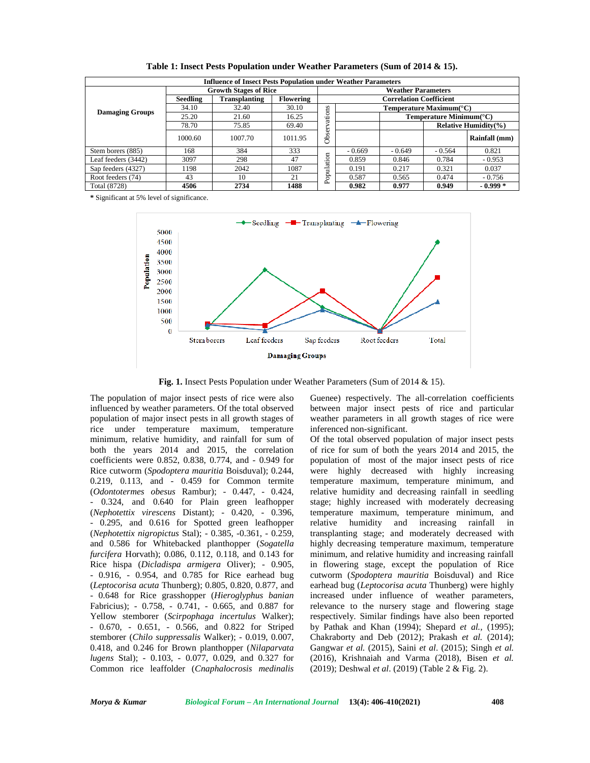**Table 1: Insect Pests Population under Weather Parameters (Sum of 2014 & 15).**

| Influence of Insect Pests Population under Weather Parameters | | | | | | | | |
|---|---|---|---|---|---|---|---|---|
| **Damaging Groups** | **Growth Stages of Rice** | | | | **Weather Parameters** | | | |
| | **Seedling** | **Transplanting** | **Flowering** | | **Correlation Coefficient** | | | |
| | 34.10 | 32.40 | 30.10 | Observations | **Temperature Maximum(°C)** | | | |
| | 25.20 | 21.60 | 16.25 | | | **Temperature Minimum(°C)** | | |
| | 78.70 | 75.85 | 69.40 | | | | **Relative Humidity(%)** | |
| | 1000.60 | 1007.70 | 1011.95 | | | | | **Rainfall (mm)** |
| Stem borers (885) | 168 | 384 | 333 | Population | - 0.669 | - 0.649 | - 0.564 | 0.821 |
| Leaf feeders (3442) | 3097 | 298 | 47 | | 0.859 | 0.846 | 0.784 | - 0.953 |
| Sap feeders (4327) | 1198 | 2042 | 1087 | | 0.191 | 0.217 | 0.321 | 0.037 |
| Root feeders (74) | 43 | 10 | 21 | | 0.587 | 0.565 | 0.474 | - 0.756 |
| Total (8728) | **4506** | **2734** | **1488** | | **0.982** | **0.977** | **0.949** | **- 0.999 \*** |

**\*** Significant at 5% level of significance.

**Fig. 1.** Insect Pests Population under Weather Parameters (Sum of 2014 & 15).

The population of major insect pests of rice were also influenced by weather parameters. Of the total observed population of major insect pests in all growth stages of rice under temperature maximum, temperature minimum, relative humidity, and rainfall for sum of both the years 2014 and 2015, the correlation coefficients were 0.852, 0.838, 0.774, and - 0.949 for Rice cutworm (*Spodoptera mauritia* Boisduval); 0.244, 0.219, 0.113, and - 0.459 for Common termite (*Odontotermes obesus* Rambur); - 0.447, - 0.424, - 0.324, and 0.640 for Plain green leafhopper (*Nephotettix virescens* Distant); - 0.420, - 0.396, - 0.295, and 0.616 for Spotted green leafhopper (*Nephotettix nigropictus* Stal); - 0.385, -0.361, - 0.259, and 0.586 for Whitebacked planthopper (*Sogatella furcifera* Horvath); 0.086, 0.112, 0.118, and 0.143 for Rice hispa (*Dicladispa armigera* Oliver); - 0.905, - 0.916, - 0.954, and 0.785 for Rice earhead bug (*Leptocorisa acuta* Thunberg); 0.805, 0.820, 0.877, and - 0.648 for Rice grasshopper (*Hieroglyphus banian* Fabricius); - 0.758, - 0.741, - 0.665, and 0.887 for Yellow stemborer (*Scirpophaga incertulus* Walker); - 0.670, - 0.651, - 0.566, and 0.822 for Striped stemborer (*Chilo suppressalis* Walker); - 0.019, 0.007, 0.418, and 0.246 for Brown planthopper (*Nilaparvata lugens* Stal); - 0.103, - 0.077, 0.029, and 0.327 for Common rice leaffolder (*Cnaphalocrosis medinalis* Guenee) respectively. The all-correlation coefficients between major insect pests of rice and particular weather parameters in all growth stages of rice were inferenced non-significant.

Of the total observed population of major insect pests of rice for sum of both the years 2014 and 2015, the population of most of the major insect pests of rice were highly decreased with highly increasing temperature maximum, temperature minimum, and relative humidity and decreasing rainfall in seedling stage; highly increased with moderately decreasing temperature maximum, temperature minimum, and relative humidity and increasing rainfall in transplanting stage; and moderately decreased with highly decreasing temperature maximum, temperature minimum, and relative humidity and increasing rainfall in flowering stage, except the population of Rice cutworm (*Spodoptera mauritia* Boisduval) and Rice earhead bug (*Leptocorisa acuta* Thunberg) were highly increased under influence of weather parameters, relevance to the nursery stage and flowering stage respectively. Similar findings have also been reported by Pathak and Khan (1994); Shepard *et al.*, (1995); Chakraborty and Deb (2012); Prakash *et al.* (2014); Gangwar *et al.* (2015), Saini *et al*. (2015); Singh *et al.* (2016), Krishnaiah and Varma (2018), Bisen *et al.* (2019); Deshwal *et al*. (2019) (Table 2 & Fig. 2).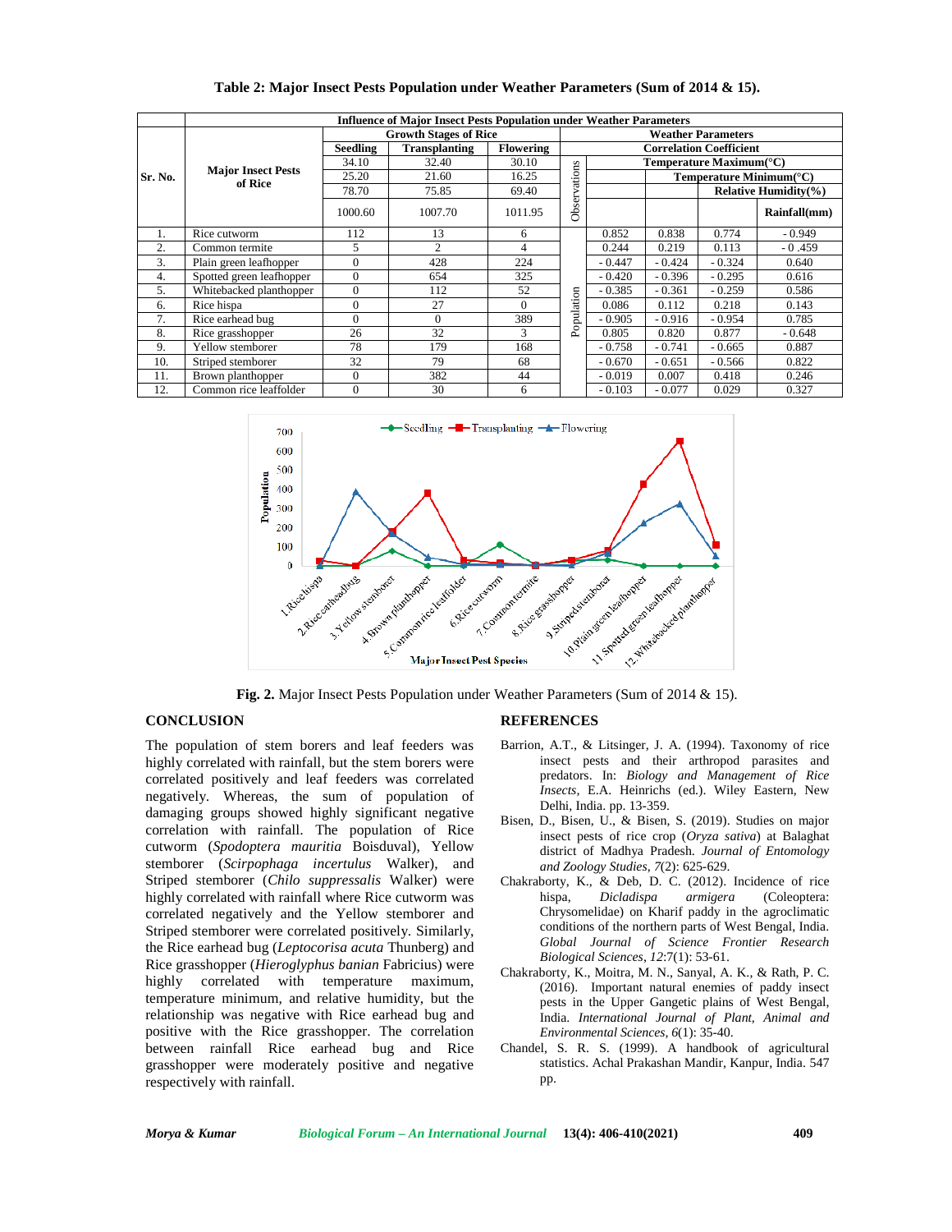**Table 2: Major Insect Pests Population under Weather Parameters (Sum of 2014 & 15).**

| Sr. No. | Major Insect Pests of Rice | Influence of Major Insect Pests Population under Weather Parameters | | | | | | | |
|---|---|---|---|---|---|---|---|---|---|
| | | Growth Stages of Rice | | | | Weather Parameters | | | |
| | | Seedling | Transplanting | Flowering | | Correlation Coefficient | | | |
| | | 34.10 | 32.40 | 30.10 | Observations | Temperature Maximum(°C) | | | |
| | | 25.20 | 21.60 | 16.25 | | | Temperature Minimum(°C) | | |
| | | 78.70 | 75.85 | 69.40 | | | | Relative Humidity(%) | |
| | | 1000.60 | 1007.70 | 1011.95 | | | | | Rainfall(mm) |
| 1. | Rice cutworm | 112 | 13 | 6 | Population | 0.852 | 0.838 | 0.774 | - 0.949 |
| 2. | Common termite | 5 | 2 | 4 | | 0.244 | 0.219 | 0.113 | - 0 .459 |
| 3. | Plain green leafhopper | 0 | 428 | 224 | | - 0.447 | - 0.424 | - 0.324 | 0.640 |
| 4. | Spotted green leafhopper | 0 | 654 | 325 | | - 0.420 | - 0.396 | - 0.295 | 0.616 |
| 5. | Whitebacked planthopper | 0 | 112 | 52 | | - 0.385 | - 0.361 | - 0.259 | 0.586 |
| 6. | Rice hispa | 0 | 27 | 0 | | 0.086 | 0.112 | 0.218 | 0.143 |
| 7. | Rice earhead bug | 0 | 0 | 389 | | - 0.905 | - 0.916 | - 0.954 | 0.785 |
| 8. | Rice grasshopper | 26 | 32 | 3 | | 0.805 | 0.820 | 0.877 | - 0.648 |
| 9. | Yellow stemborer | 78 | 179 | 168 | | - 0.758 | - 0.741 | - 0.665 | 0.887 |
| 10. | Striped stemborer | 32 | 79 | 68 | | - 0.670 | - 0.651 | - 0.566 | 0.822 |
| 11. | Brown planthopper | 0 | 382 | 44 | | - 0.019 | 0.007 | 0.418 | 0.246 |
| 12. | Common rice leaffolder | 0 | 30 | 6 | | - 0.103 | - 0.077 | 0.029 | 0.327 |

**Fig. 2.** Major Insect Pests Population under Weather Parameters (Sum of 2014 & 15).

## CONCLUSION

The population of stem borers and leaf feeders was highly correlated with rainfall, but the stem borers were correlated positively and leaf feeders was correlated negatively. Whereas, the sum of population of damaging groups showed highly significant negative correlation with rainfall. The population of Rice cutworm (*Spodoptera mauritia* Boisduval), Yellow stemborer (*Scirpophaga incertulus* Walker), and Striped stemborer (*Chilo suppressalis* Walker) were highly correlated with rainfall where Rice cutworm was correlated negatively and the Yellow stemborer and Striped stemborer were correlated positively. Similarly, the Rice earhead bug (*Leptocorisa acuta* Thunberg) and Rice grasshopper (*Hieroglyphus banian* Fabricius) were highly correlated with temperature maximum, temperature minimum, and relative humidity, but the relationship was negative with Rice earhead bug and positive with the Rice grasshopper. The correlation between rainfall Rice earhead bug and Rice grasshopper were moderately positive and negative respectively with rainfall.

## REFERENCES

Barrion, A.T., & Litsinger, J. A. (1994). Taxonomy of rice insect pests and their arthropod parasites and predators. In: *Biology and Management of Rice Insects*, E.A. Heinrichs (ed.). Wiley Eastern, New Delhi, India. pp. 13-359.

Bisen, D., Bisen, U., & Bisen, S. (2019). Studies on major insect pests of rice crop (*Oryza sativa*) at Balaghat district of Madhya Pradesh. *Journal of Entomology and Zoology Studies*, *7*(2): 625-629.

Chakraborty, K., & Deb, D. C. (2012). Incidence of rice hispa, *Dicladispa armigera* (Coleoptera: Chrysomelidae) on Kharif paddy in the agroclimatic conditions of the northern parts of West Bengal, India. *Global Journal of Science Frontier Research Biological Sciences*, *12*:7(1): 53-61.

Chakraborty, K., Moitra, M. N., Sanyal, A. K., & Rath, P. C. (2016). Important natural enemies of paddy insect pests in the Upper Gangetic plains of West Bengal, India. *International Journal of Plant, Animal and Environmental Sciences*, *6*(1): 35-40.

Chandel, S. R. S. (1999). A handbook of agricultural statistics. Achal Prakashan Mandir, Kanpur, India. 547 pp.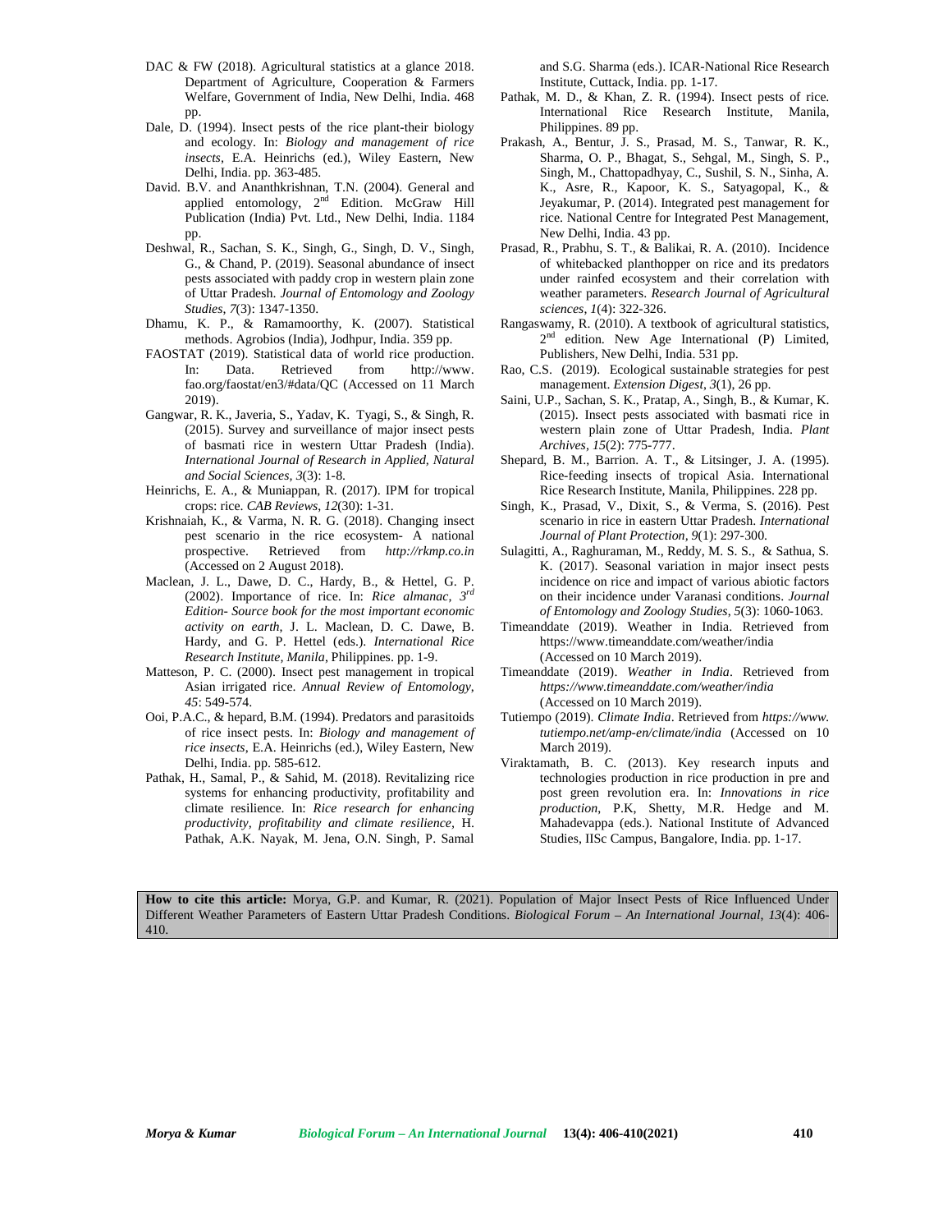DAC & FW (2018). Agricultural statistics at a glance 2018. Department of Agriculture, Cooperation & Farmers Welfare, Government of India, New Delhi, India. 468 pp.

Dale, D. (1994). Insect pests of the rice plant-their biology and ecology. In: *Biology and management of rice insects*, E.A. Heinrichs (ed.), Wiley Eastern, New Delhi, India. pp. 363-485.

David. B.V. and Ananthkrishnan, T.N. (2004). General and applied entomology, 2nd Edition. McGraw Hill Publication (India) Pvt. Ltd., New Delhi, India. 1184 pp.

Deshwal, R., Sachan, S. K., Singh, G., Singh, D. V., Singh, G., & Chand, P. (2019). Seasonal abundance of insect pests associated with paddy crop in western plain zone of Uttar Pradesh. *Journal of Entomology and Zoology Studies, 7*(3): 1347-1350.

Dhamu, K. P., & Ramamoorthy, K. (2007). Statistical methods. Agrobios (India), Jodhpur, India. 359 pp.

FAOSTAT (2019). Statistical data of world rice production. In: Data. Retrieved from http://www.fao.org/faostat/en3/#data/QC (Accessed on 11 March 2019).

Gangwar, R. K., Javeria, S., Yadav, K. Tyagi, S., & Singh, R. (2015). Survey and surveillance of major insect pests of basmati rice in western Uttar Pradesh (India). *International Journal of Research in Applied, Natural and Social Sciences, 3*(3): 1-8.

Heinrichs, E. A., & Muniappan, R. (2017). IPM for tropical crops: rice. *CAB Reviews*, *12*(30): 1-31.

Krishnaiah, K., & Varma, N. R. G. (2018). Changing insect pest scenario in the rice ecosystem- A national prospective. Retrieved from *http://rkmp.co.in* (Accessed on 2 August 2018).

Maclean, J. L., Dawe, D. C., Hardy, B., & Hettel, G. P. (2002). Importance of rice. In: *Rice almanac, 3rd Edition- Source book for the most important economic activity on earth,* J. L. Maclean, D. C. Dawe, B. Hardy, and G. P. Hettel (eds.). *International Rice Research Institute, Manila*, Philippines. pp. 1-9.

Matteson, P. C. (2000). Insect pest management in tropical Asian irrigated rice. *Annual Review of Entomology, 45*: 549-574.

Ooi, P.A.C., & hepard, B.M. (1994). Predators and parasitoids of rice insect pests. In: *Biology and management of rice insects*, E.A. Heinrichs (ed.), Wiley Eastern, New Delhi, India. pp. 585-612.

Pathak, H., Samal, P., & Sahid, M. (2018). Revitalizing rice systems for enhancing productivity, profitability and climate resilience. In: *Rice research for enhancing productivity, profitability and climate resilience*, H. Pathak, A.K. Nayak, M. Jena, O.N. Singh, P. Samal and S.G. Sharma (eds.). ICAR-National Rice Research Institute, Cuttack, India. pp. 1-17.

Pathak, M. D., & Khan, Z. R. (1994). Insect pests of rice. International Rice Research Institute, Manila, Philippines. 89 pp.

Prakash, A., Bentur, J. S., Prasad, M. S., Tanwar, R. K., Sharma, O. P., Bhagat, S., Sehgal, M., Singh, S. P., Singh, M., Chattopadhyay, C., Sushil, S. N., Sinha, A. K., Asre, R., Kapoor, K. S., Satyagopal, K., & Jeyakumar, P. (2014). Integrated pest management for rice. National Centre for Integrated Pest Management, New Delhi, India. 43 pp.

Prasad, R., Prabhu, S. T., & Balikai, R. A. (2010). Incidence of whitebacked planthopper on rice and its predators under rainfed ecosystem and their correlation with weather parameters. *Research Journal of Agricultural sciences, 1*(4): 322-326.

Rangaswamy, R. (2010). A textbook of agricultural statistics, 2nd edition. New Age International (P) Limited, Publishers, New Delhi, India. 531 pp.

Rao, C.S. (2019). Ecological sustainable strategies for pest management. *Extension Digest*, *3*(1), 26 pp.

Saini, U.P., Sachan, S. K., Pratap, A., Singh, B., & Kumar, K. (2015). Insect pests associated with basmati rice in western plain zone of Uttar Pradesh, India. *Plant Archives, 15*(2): 775-777.

Shepard, B. M., Barrion. A. T., & Litsinger, J. A. (1995). Rice-feeding insects of tropical Asia. International Rice Research Institute, Manila, Philippines. 228 pp.

Singh, K., Prasad, V., Dixit, S., & Verma, S. (2016). Pest scenario in rice in eastern Uttar Pradesh. *International Journal of Plant Protection, 9*(1): 297-300.

Sulagitti, A., Raghuraman, M., Reddy, M. S. S., & Sathua, S. K. (2017). Seasonal variation in major insect pests incidence on rice and impact of various abiotic factors on their incidence under Varanasi conditions. *Journal of Entomology and Zoology Studies*, *5*(3): 1060-1063.

Timeanddate (2019). Weather in India. Retrieved from https://www.timeanddate.com/weather/india (Accessed on 10 March 2019).

Timeanddate (2019). *Weather in India*. Retrieved from *https://www.timeanddate.com/weather/india* (Accessed on 10 March 2019).

Tutiempo (2019). *Climate India*. Retrieved from *https://www.tutiempo.net/amp-en/climate/india* (Accessed on 10 March 2019).

Viraktamath, B. C. (2013). Key research inputs and technologies production in rice production in pre and post green revolution era. In: *Innovations in rice production,* P.K, Shetty, M.R. Hedge and M. Mahadevappa (eds.). National Institute of Advanced Studies, IISc Campus, Bangalore, India. pp. 1-17.

**How to cite this article:** Morya, G.P. and Kumar, R. (2021). Population of Major Insect Pests of Rice Influenced Under Different Weather Parameters of Eastern Uttar Pradesh Conditions. *Biological Forum – An International Journal, 13*(4): 406-410.